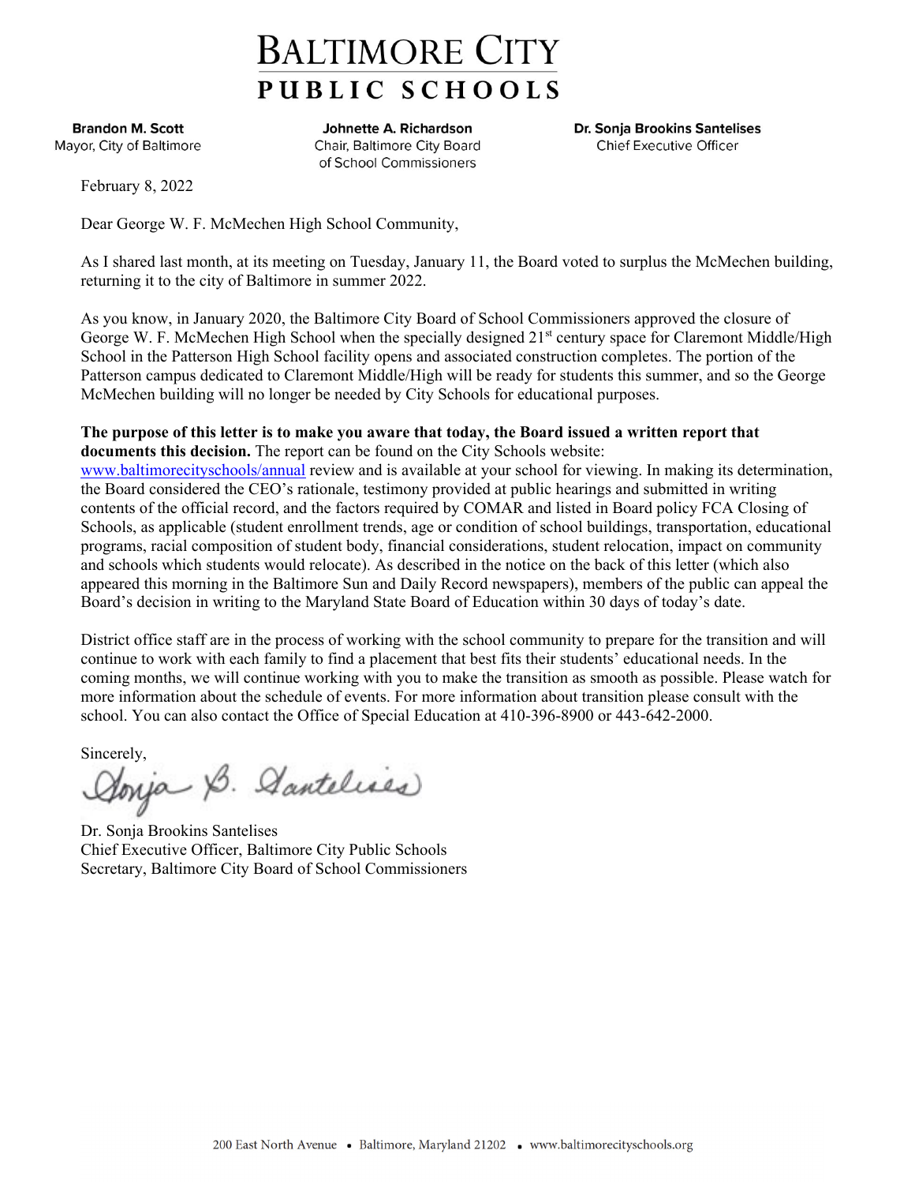# BALTIMORE CITY
## PUBLIC SCHOOLS

**Brandon M. Scott**
Mayor, City of Baltimore

**Johnette A. Richardson**
Chair, Baltimore City Board of School Commissioners

**Dr. Sonja Brookins Santelises**
Chief Executive Officer

February 8, 2022

Dear George W. F. McMechen High School Community,

As I shared last month, at its meeting on Tuesday, January 11, the Board voted to surplus the McMechen building, returning it to the city of Baltimore in summer 2022.

As you know, in January 2020, the Baltimore City Board of School Commissioners approved the closure of George W. F. McMechen High School when the specially designed 21st century space for Claremont Middle/High School in the Patterson High School facility opens and associated construction completes. The portion of the Patterson campus dedicated to Claremont Middle/High will be ready for students this summer, and so the George McMechen building will no longer be needed by City Schools for educational purposes.

**The purpose of this letter is to make you aware that today, the Board issued a written report that documents this decision.** The report can be found on the City Schools website: www.baltimorecityschools/annual review and is available at your school for viewing. In making its determination, the Board considered the CEO's rationale, testimony provided at public hearings and submitted in writing contents of the official record, and the factors required by COMAR and listed in Board policy FCA Closing of Schools, as applicable (student enrollment trends, age or condition of school buildings, transportation, educational programs, racial composition of student body, financial considerations, student relocation, impact on community and schools which students would relocate). As described in the notice on the back of this letter (which also appeared this morning in the Baltimore Sun and Daily Record newspapers), members of the public can appeal the Board's decision in writing to the Maryland State Board of Education within 30 days of today's date.

District office staff are in the process of working with the school community to prepare for the transition and will continue to work with each family to find a placement that best fits their students' educational needs. In the coming months, we will continue working with you to make the transition as smooth as possible. Please watch for more information about the schedule of events. For more information about transition please consult with the school. You can also contact the Office of Special Education at 410-396-8900 or 443-642-2000.

Sincerely,

Sonja B. Santelises

Dr. Sonja Brookins Santelises
Chief Executive Officer, Baltimore City Public Schools
Secretary, Baltimore City Board of School Commissioners

200 East North Avenue • Baltimore, Maryland 21202 • www.baltimorecityschools.org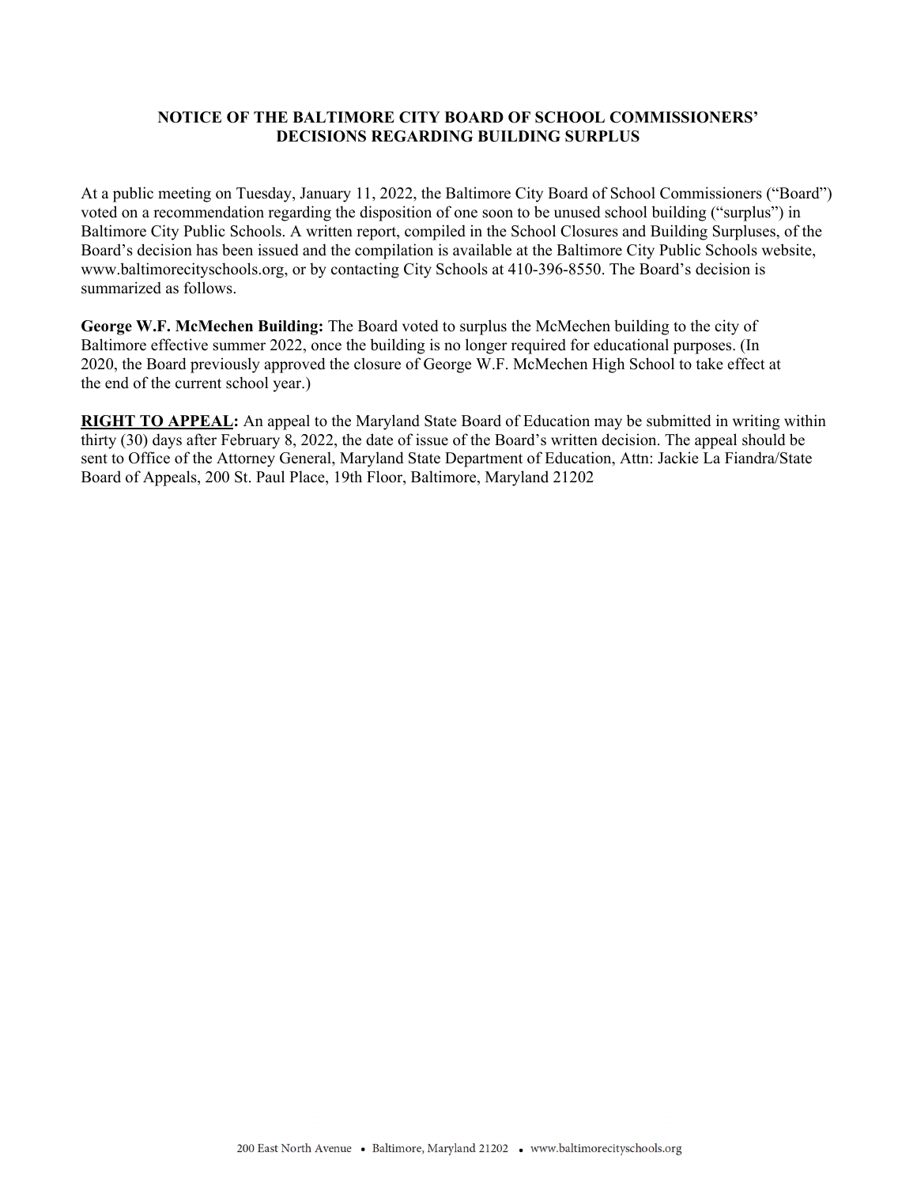## NOTICE OF THE BALTIMORE CITY BOARD OF SCHOOL COMMISSIONERS' DECISIONS REGARDING BUILDING SURPLUS

At a public meeting on Tuesday, January 11, 2022, the Baltimore City Board of School Commissioners ("Board") voted on a recommendation regarding the disposition of one soon to be unused school building ("surplus") in Baltimore City Public Schools. A written report, compiled in the School Closures and Building Surpluses, of the Board's decision has been issued and the compilation is available at the Baltimore City Public Schools website, www.baltimorecityschools.org, or by contacting City Schools at 410-396-8550. The Board's decision is summarized as follows.

**George W.F. McMechen Building:** The Board voted to surplus the McMechen building to the city of Baltimore effective summer 2022, once the building is no longer required for educational purposes. (In 2020, the Board previously approved the closure of George W.F. McMechen High School to take effect at the end of the current school year.)

**RIGHT TO APPEAL:** An appeal to the Maryland State Board of Education may be submitted in writing within thirty (30) days after February 8, 2022, the date of issue of the Board's written decision. The appeal should be sent to Office of the Attorney General, Maryland State Department of Education, Attn: Jackie La Fiandra/State Board of Appeals, 200 St. Paul Place, 19th Floor, Baltimore, Maryland 21202